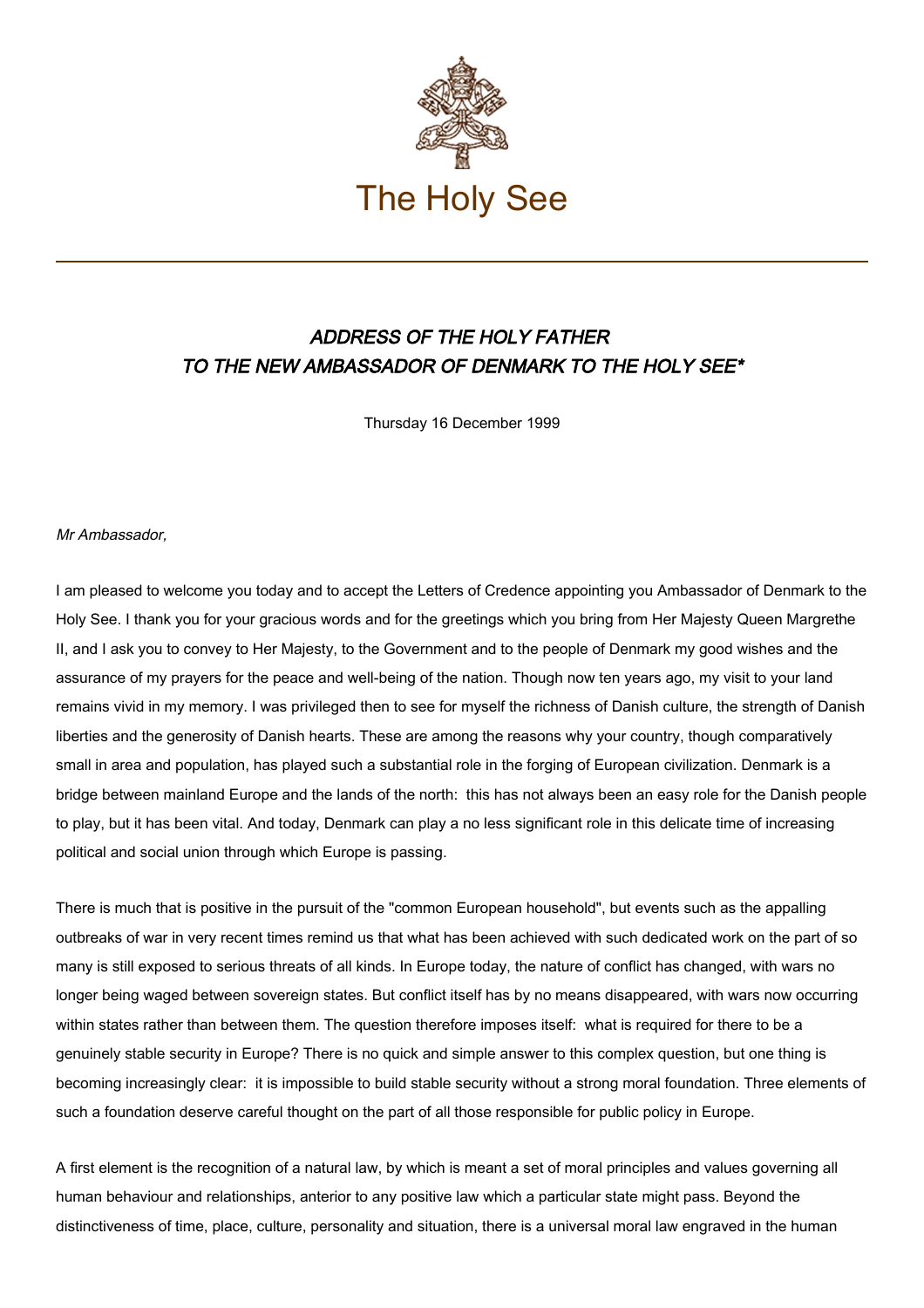# The Holy See

## *ADDRESS OF THE HOLY FATHER TO THE NEW AMBASSADOR OF DENMARK TO THE HOLY SEE**

Thursday 16 December 1999

*Mr Ambassador,*

I am pleased to welcome you today and to accept the Letters of Credence appointing you Ambassador of Denmark to the Holy See. I thank you for your gracious words and for the greetings which you bring from Her Majesty Queen Margrethe II, and I ask you to convey to Her Majesty, to the Government and to the people of Denmark my good wishes and the assurance of my prayers for the peace and well-being of the nation. Though now ten years ago, my visit to your land remains vivid in my memory. I was privileged then to see for myself the richness of Danish culture, the strength of Danish liberties and the generosity of Danish hearts. These are among the reasons why your country, though comparatively small in area and population, has played such a substantial role in the forging of European civilization. Denmark is a bridge between mainland Europe and the lands of the north: this has not always been an easy role for the Danish people to play, but it has been vital. And today, Denmark can play a no less significant role in this delicate time of increasing political and social union through which Europe is passing.

There is much that is positive in the pursuit of the "common European household", but events such as the appalling outbreaks of war in very recent times remind us that what has been achieved with such dedicated work on the part of so many is still exposed to serious threats of all kinds. In Europe today, the nature of conflict has changed, with wars no longer being waged between sovereign states. But conflict itself has by no means disappeared, with wars now occurring within states rather than between them. The question therefore imposes itself: what is required for there to be a genuinely stable security in Europe? There is no quick and simple answer to this complex question, but one thing is becoming increasingly clear: it is impossible to build stable security without a strong moral foundation. Three elements of such a foundation deserve careful thought on the part of all those responsible for public policy in Europe.

A first element is the recognition of a natural law, by which is meant a set of moral principles and values governing all human behaviour and relationships, anterior to any positive law which a particular state might pass. Beyond the distinctiveness of time, place, culture, personality and situation, there is a universal moral law engraved in the human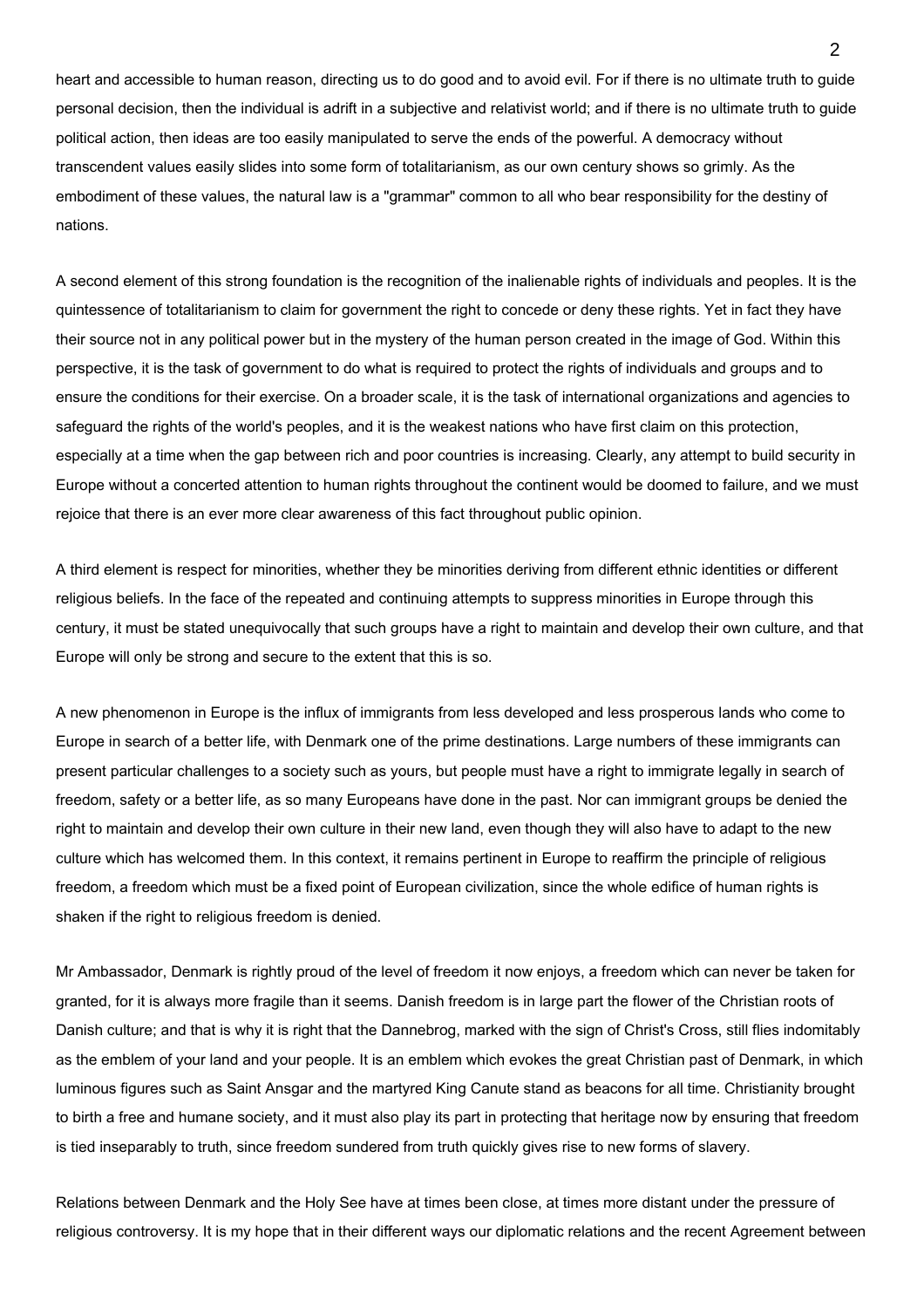heart and accessible to human reason, directing us to do good and to avoid evil. For if there is no ultimate truth to guide personal decision, then the individual is adrift in a subjective and relativist world; and if there is no ultimate truth to guide political action, then ideas are too easily manipulated to serve the ends of the powerful. A democracy without transcendent values easily slides into some form of totalitarianism, as our own century shows so grimly. As the embodiment of these values, the natural law is a "grammar" common to all who bear responsibility for the destiny of nations.

A second element of this strong foundation is the recognition of the inalienable rights of individuals and peoples. It is the quintessence of totalitarianism to claim for government the right to concede or deny these rights. Yet in fact they have their source not in any political power but in the mystery of the human person created in the image of God. Within this perspective, it is the task of government to do what is required to protect the rights of individuals and groups and to ensure the conditions for their exercise. On a broader scale, it is the task of international organizations and agencies to safeguard the rights of the world's peoples, and it is the weakest nations who have first claim on this protection, especially at a time when the gap between rich and poor countries is increasing. Clearly, any attempt to build security in Europe without a concerted attention to human rights throughout the continent would be doomed to failure, and we must rejoice that there is an ever more clear awareness of this fact throughout public opinion.

A third element is respect for minorities, whether they be minorities deriving from different ethnic identities or different religious beliefs. In the face of the repeated and continuing attempts to suppress minorities in Europe through this century, it must be stated unequivocally that such groups have a right to maintain and develop their own culture, and that Europe will only be strong and secure to the extent that this is so.

A new phenomenon in Europe is the influx of immigrants from less developed and less prosperous lands who come to Europe in search of a better life, with Denmark one of the prime destinations. Large numbers of these immigrants can present particular challenges to a society such as yours, but people must have a right to immigrate legally in search of freedom, safety or a better life, as so many Europeans have done in the past. Nor can immigrant groups be denied the right to maintain and develop their own culture in their new land, even though they will also have to adapt to the new culture which has welcomed them. In this context, it remains pertinent in Europe to reaffirm the principle of religious freedom, a freedom which must be a fixed point of European civilization, since the whole edifice of human rights is shaken if the right to religious freedom is denied.

Mr Ambassador, Denmark is rightly proud of the level of freedom it now enjoys, a freedom which can never be taken for granted, for it is always more fragile than it seems. Danish freedom is in large part the flower of the Christian roots of Danish culture; and that is why it is right that the Dannebrog, marked with the sign of Christ's Cross, still flies indomitably as the emblem of your land and your people. It is an emblem which evokes the great Christian past of Denmark, in which luminous figures such as Saint Ansgar and the martyred King Canute stand as beacons for all time. Christianity brought to birth a free and humane society, and it must also play its part in protecting that heritage now by ensuring that freedom is tied inseparably to truth, since freedom sundered from truth quickly gives rise to new forms of slavery.

Relations between Denmark and the Holy See have at times been close, at times more distant under the pressure of religious controversy. It is my hope that in their different ways our diplomatic relations and the recent Agreement between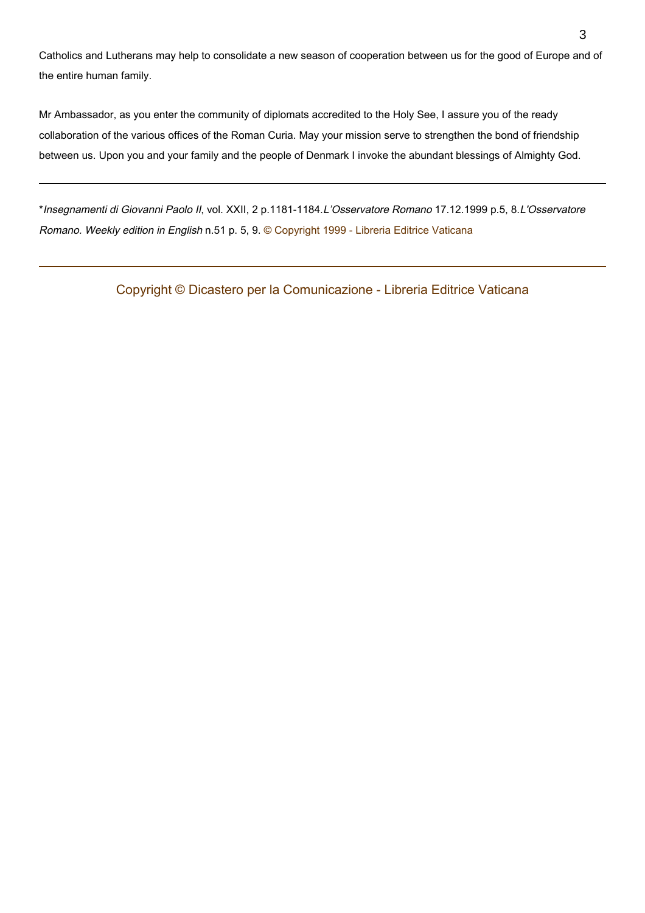Catholics and Lutherans may help to consolidate a new season of cooperation between us for the good of Europe and of the entire human family.

Mr Ambassador, as you enter the community of diplomats accredited to the Holy See, I assure you of the ready collaboration of the various offices of the Roman Curia. May your mission serve to strengthen the bond of friendship between us. Upon you and your family and the people of Denmark I invoke the abundant blessings of Almighty God.

---

**Insegnamenti di Giovanni Paolo II*, vol. XXII, 2 p.1181-1184.*L'Osservatore Romano* 17.12.1999 p.5, 8.*L'Osservatore Romano. Weekly edition in English* n.51 p. 5, 9. © Copyright 1999 - Libreria Editrice Vaticana

---

Copyright © Dicastero per la Comunicazione - Libreria Editrice Vaticana